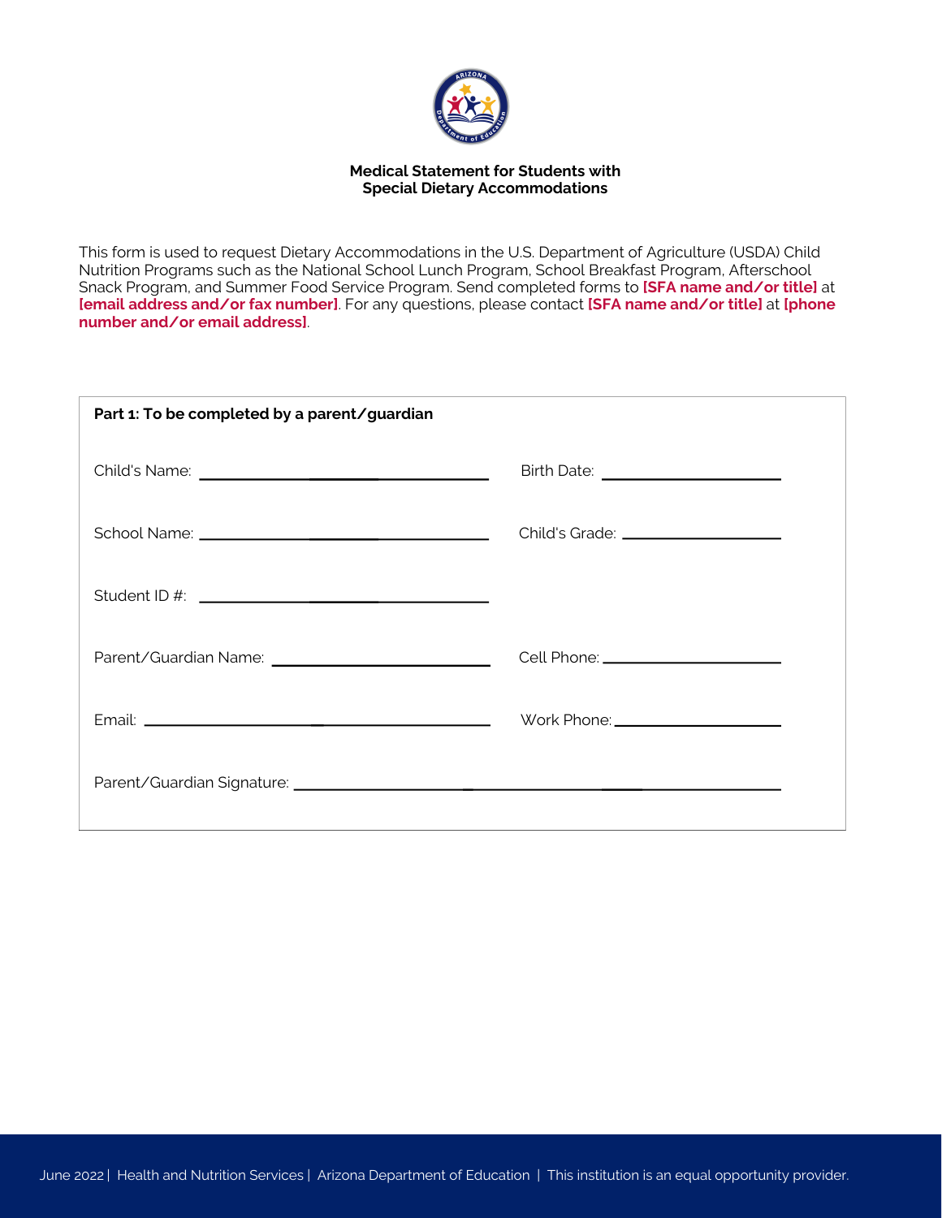# Medical Statement for Students with Special Dietary Accommodations

This form is used to request Dietary Accommodations in the U.S. Department of Agriculture (USDA) Child Nutrition Programs such as the National School Lunch Program, School Breakfast Program, Afterschool Snack Program, and Summer Food Service Program. Send completed forms to **[SFA name and/or title]** at **[email address and/or fax number]**. For any questions, please contact **[SFA name and/or title]** at **[phone number and/or email address]**.

**Part 1: To be completed by a parent/guardian**

Child's Name: ______________________ Birth Date: ______________________

School Name: ______________________ Child's Grade: ______________________

Student ID #: ______________________

Parent/Guardian Name: ______________________ Cell Phone: ______________________

Email: ______________________ Work Phone: ______________________

Parent/Guardian Signature: ____________________________________________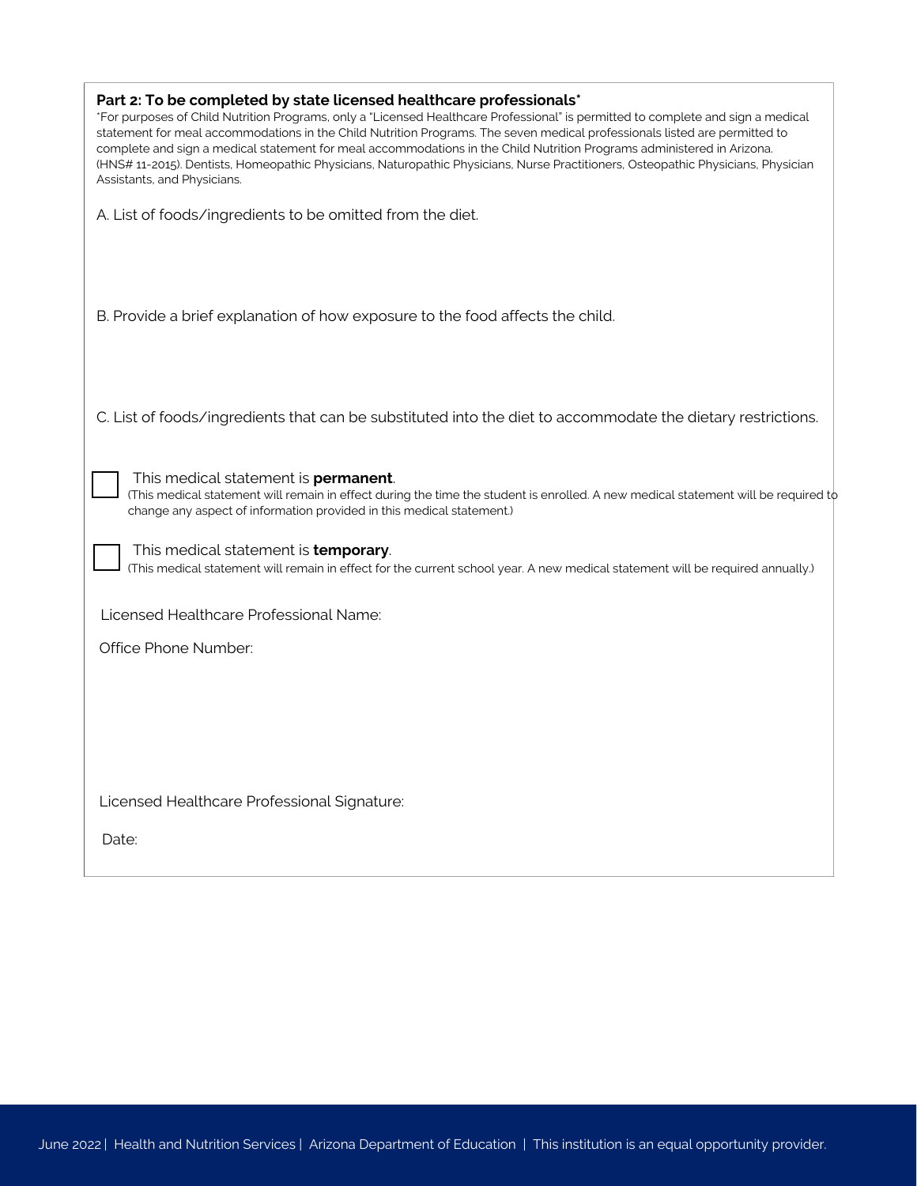**Part 2: To be completed by state licensed healthcare professionals***

*For purposes of Child Nutrition Programs, only a "Licensed Healthcare Professional" is permitted to complete and sign a medical statement for meal accommodations in the Child Nutrition Programs. The seven medical professionals listed are permitted to complete and sign a medical statement for meal accommodations in the Child Nutrition Programs administered in Arizona. (HNS# 11-2015). Dentists, Homeopathic Physicians, Naturopathic Physicians, Nurse Practitioners, Osteopathic Physicians, Physician Assistants, and Physicians.

A. List of foods/ingredients to be omitted from the diet.

B. Provide a brief explanation of how exposure to the food affects the child.

C. List of foods/ingredients that can be substituted into the diet to accommodate the dietary restrictions.

☐ This medical statement is **permanent**.
(This medical statement will remain in effect during the time the student is enrolled. A new medical statement will be required to change any aspect of information provided in this medical statement.)

☐ This medical statement is **temporary**.
(This medical statement will remain in effect for the current school year. A new medical statement will be required annually.)

Licensed Healthcare Professional Name:

Office Phone Number:

Licensed Healthcare Professional Signature:

Date:

June 2022 | Health and Nutrition Services | Arizona Department of Education | This institution is an equal opportunity provider.